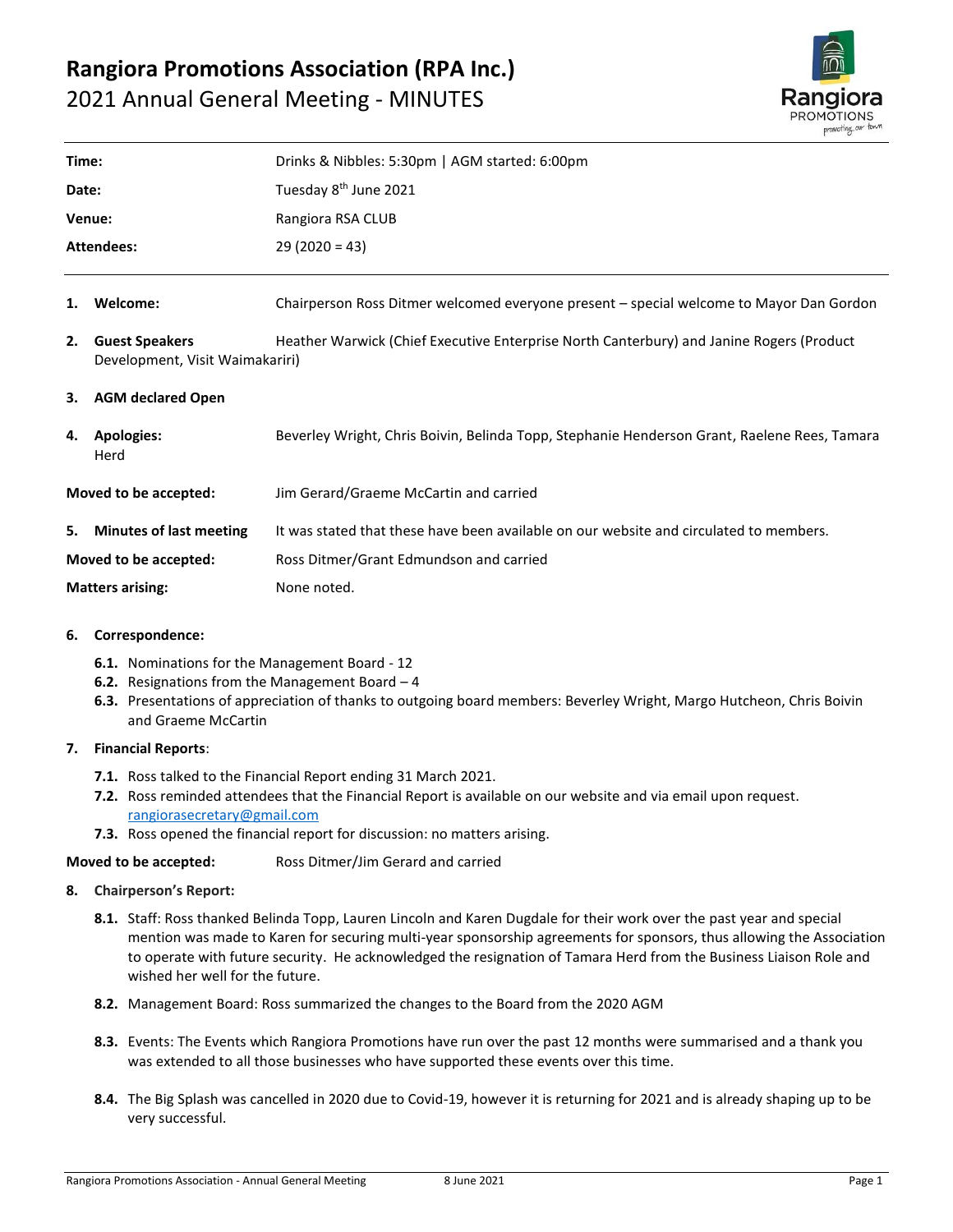# Rangiora Promotions Association (RPA Inc.)

## 2021 Annual General Meeting - MINUTES

| | |
|---|---|
| **Time:** | Drinks & Nibbles: 5:30pm \| AGM started: 6:00pm |
| **Date:** | Tuesday 8th June 2021 |
| **Venue:** | Rangiora RSA CLUB |
| **Attendees:** | 29 (2020 = 43) |

1. **Welcome:** Chairperson Ross Ditmer welcomed everyone present – special welcome to Mayor Dan Gordon

2. **Guest Speakers** Heather Warwick (Chief Executive Enterprise North Canterbury) and Janine Rogers (Product Development, Visit Waimakariri)

3. **AGM declared Open**

4. **Apologies:** Beverley Wright, Chris Boivin, Belinda Topp, Stephanie Henderson Grant, Raelene Rees, Tamara Herd

**Moved to be accepted:** Jim Gerard/Graeme McCartin and carried

5. **Minutes of last meeting** It was stated that these have been available on our website and circulated to members.

**Moved to be accepted:** Ross Ditmer/Grant Edmundson and carried

**Matters arising:** None noted.

6. **Correspondence:**
   - **6.1.** Nominations for the Management Board - 12
   - **6.2.** Resignations from the Management Board – 4
   - **6.3.** Presentations of appreciation of thanks to outgoing board members: Beverley Wright, Margo Hutcheon, Chris Boivin and Graeme McCartin

7. **Financial Reports**:
   - **7.1.** Ross talked to the Financial Report ending 31 March 2021.
   - **7.2.** Ross reminded attendees that the Financial Report is available on our website and via email upon request. rangiorasecretary@gmail.com
   - **7.3.** Ross opened the financial report for discussion: no matters arising.

**Moved to be accepted:** Ross Ditmer/Jim Gerard and carried

8. **Chairperson's Report:**
   - **8.1.** Staff: Ross thanked Belinda Topp, Lauren Lincoln and Karen Dugdale for their work over the past year and special mention was made to Karen for securing multi-year sponsorship agreements for sponsors, thus allowing the Association to operate with future security. He acknowledged the resignation of Tamara Herd from the Business Liaison Role and wished her well for the future.
   - **8.2.** Management Board: Ross summarized the changes to the Board from the 2020 AGM
   - **8.3.** Events: The Events which Rangiora Promotions have run over the past 12 months were summarised and a thank you was extended to all those businesses who have supported these events over this time.
   - **8.4.** The Big Splash was cancelled in 2020 due to Covid-19, however it is returning for 2021 and is already shaping up to be very successful.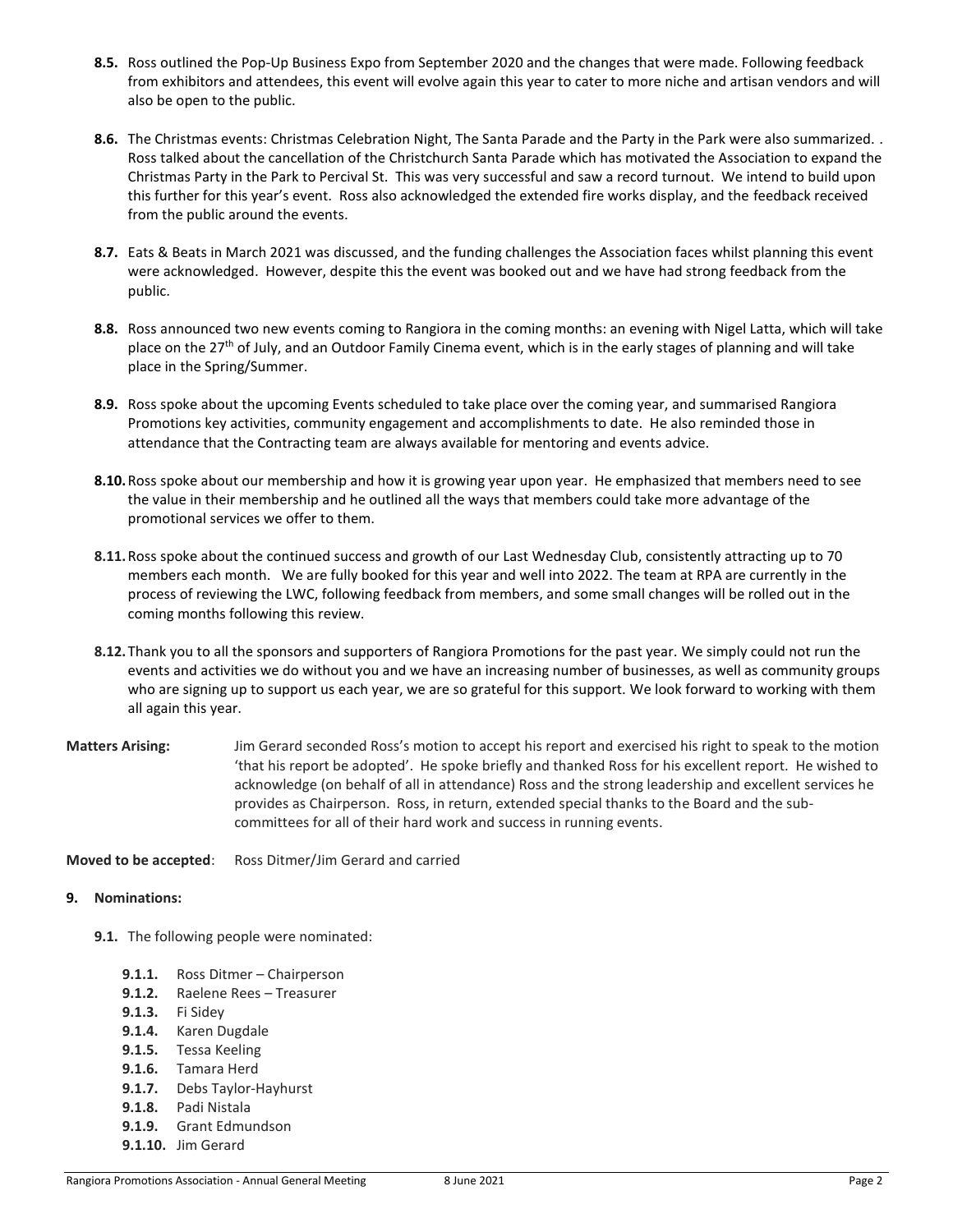- **8.5.** Ross outlined the Pop-Up Business Expo from September 2020 and the changes that were made. Following feedback from exhibitors and attendees, this event will evolve again this year to cater to more niche and artisan vendors and will also be open to the public.

- **8.6.** The Christmas events: Christmas Celebration Night, The Santa Parade and the Party in the Park were also summarized. . Ross talked about the cancellation of the Christchurch Santa Parade which has motivated the Association to expand the Christmas Party in the Park to Percival St. This was very successful and saw a record turnout. We intend to build upon this further for this year's event. Ross also acknowledged the extended fire works display, and the feedback received from the public around the events.

- **8.7.** Eats & Beats in March 2021 was discussed, and the funding challenges the Association faces whilst planning this event were acknowledged. However, despite this the event was booked out and we have had strong feedback from the public.

- **8.8.** Ross announced two new events coming to Rangiora in the coming months: an evening with Nigel Latta, which will take place on the 27th of July, and an Outdoor Family Cinema event, which is in the early stages of planning and will take place in the Spring/Summer.

- **8.9.** Ross spoke about the upcoming Events scheduled to take place over the coming year, and summarised Rangiora Promotions key activities, community engagement and accomplishments to date. He also reminded those in attendance that the Contracting team are always available for mentoring and events advice.

- **8.10.** Ross spoke about our membership and how it is growing year upon year. He emphasized that members need to see the value in their membership and he outlined all the ways that members could take more advantage of the promotional services we offer to them.

- **8.11.** Ross spoke about the continued success and growth of our Last Wednesday Club, consistently attracting up to 70 members each month. We are fully booked for this year and well into 2022. The team at RPA are currently in the process of reviewing the LWC, following feedback from members, and some small changes will be rolled out in the coming months following this review.

- **8.12.** Thank you to all the sponsors and supporters of Rangiora Promotions for the past year. We simply could not run the events and activities we do without you and we have an increasing number of businesses, as well as community groups who are signing up to support us each year, we are so grateful for this support. We look forward to working with them all again this year.

**Matters Arising:** Jim Gerard seconded Ross's motion to accept his report and exercised his right to speak to the motion 'that his report be adopted'. He spoke briefly and thanked Ross for his excellent report. He wished to acknowledge (on behalf of all in attendance) Ross and the strong leadership and excellent services he provides as Chairperson. Ross, in return, extended special thanks to the Board and the sub-committees for all of their hard work and success in running events.

**Moved to be accepted**: Ross Ditmer/Jim Gerard and carried

**9. Nominations:**

- **9.1.** The following people were nominated:
  - **9.1.1.** Ross Ditmer – Chairperson
  - **9.1.2.** Raelene Rees – Treasurer
  - **9.1.3.** Fi Sidey
  - **9.1.4.** Karen Dugdale
  - **9.1.5.** Tessa Keeling
  - **9.1.6.** Tamara Herd
  - **9.1.7.** Debs Taylor-Hayhurst
  - **9.1.8.** Padi Nistala
  - **9.1.9.** Grant Edmundson
  - **9.1.10.** Jim Gerard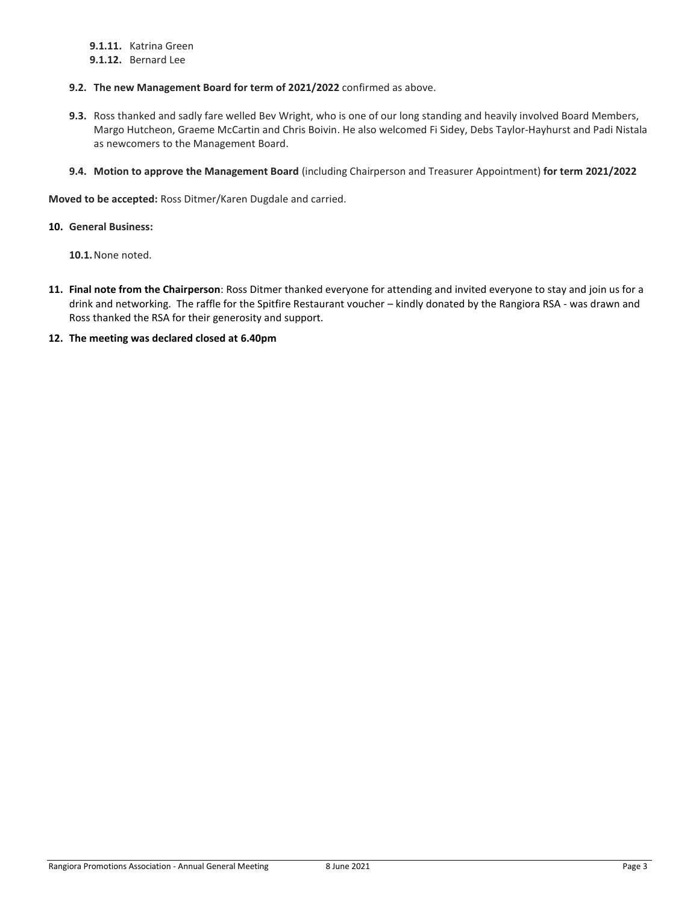**9.1.11.** Katrina Green
**9.1.12.** Bernard Lee

**9.2. The new Management Board for term of 2021/2022** confirmed as above.

**9.3.** Ross thanked and sadly fare welled Bev Wright, who is one of our long standing and heavily involved Board Members, Margo Hutcheon, Graeme McCartin and Chris Boivin. He also welcomed Fi Sidey, Debs Taylor-Hayhurst and Padi Nistala as newcomers to the Management Board.

**9.4. Motion to approve the Management Board** (including Chairperson and Treasurer Appointment) **for term 2021/2022**

**Moved to be accepted:** Ross Ditmer/Karen Dugdale and carried.

**10. General Business:**

**10.1.** None noted.

**11. Final note from the Chairperson**: Ross Ditmer thanked everyone for attending and invited everyone to stay and join us for a drink and networking. The raffle for the Spitfire Restaurant voucher – kindly donated by the Rangiora RSA - was drawn and Ross thanked the RSA for their generosity and support.

**12. The meeting was declared closed at 6.40pm**